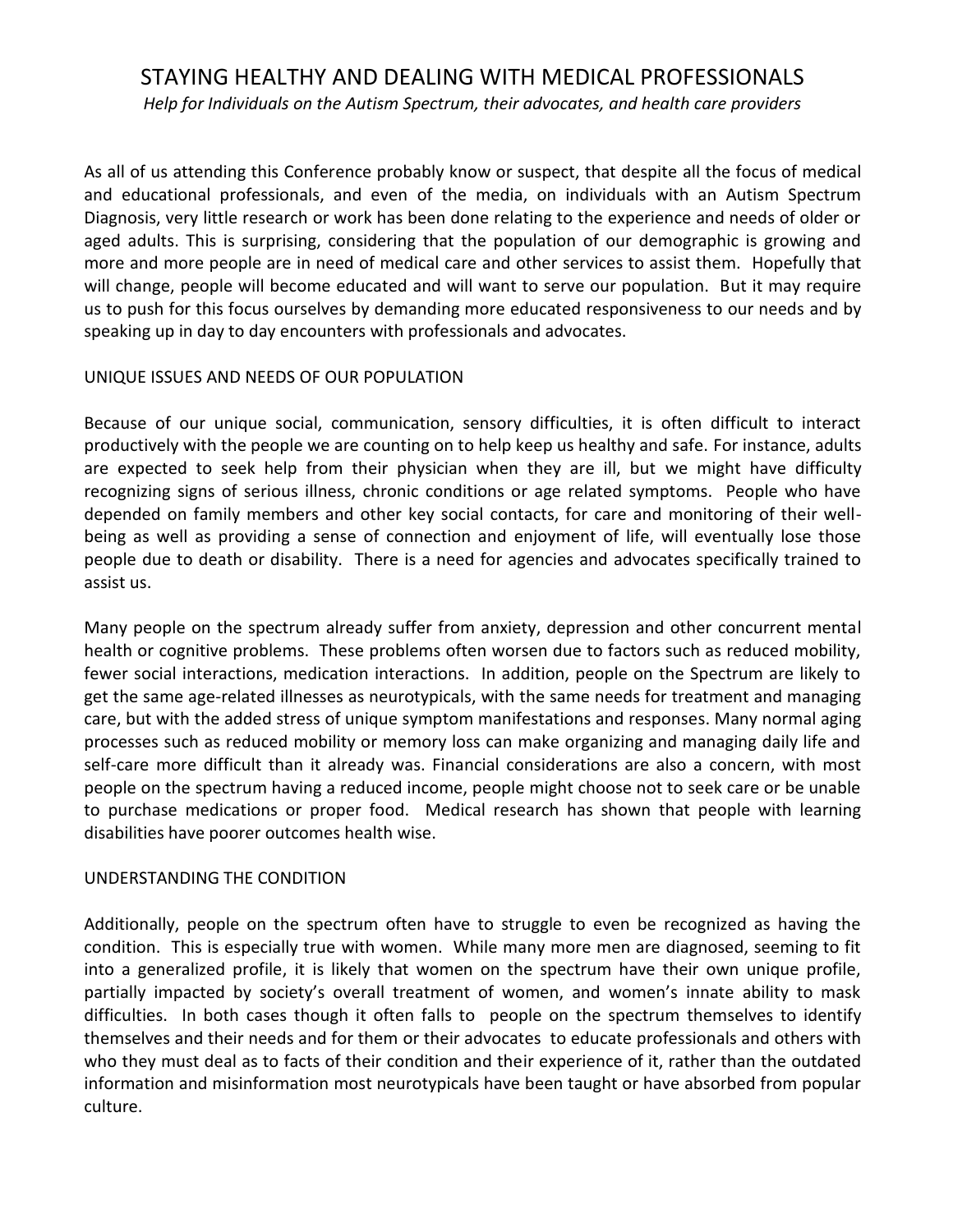# STAYING HEALTHY AND DEALING WITH MEDICAL PROFESSIONALS

*Help for Individuals on the Autism Spectrum, their advocates, and health care providers*

As all of us attending this Conference probably know or suspect, that despite all the focus of medical and educational professionals, and even of the media, on individuals with an Autism Spectrum Diagnosis, very little research or work has been done relating to the experience and needs of older or aged adults. This is surprising, considering that the population of our demographic is growing and more and more people are in need of medical care and other services to assist them. Hopefully that will change, people will become educated and will want to serve our population. But it may require us to push for this focus ourselves by demanding more educated responsiveness to our needs and by speaking up in day to day encounters with professionals and advocates.

## UNIQUE ISSUES AND NEEDS OF OUR POPULATION

Because of our unique social, communication, sensory difficulties, it is often difficult to interact productively with the people we are counting on to help keep us healthy and safe. For instance, adults are expected to seek help from their physician when they are ill, but we might have difficulty recognizing signs of serious illness, chronic conditions or age related symptoms. People who have depended on family members and other key social contacts, for care and monitoring of their well-being as well as providing a sense of connection and enjoyment of life, will eventually lose those people due to death or disability. There is a need for agencies and advocates specifically trained to assist us.

Many people on the spectrum already suffer from anxiety, depression and other concurrent mental health or cognitive problems. These problems often worsen due to factors such as reduced mobility, fewer social interactions, medication interactions. In addition, people on the Spectrum are likely to get the same age-related illnesses as neurotypicals, with the same needs for treatment and managing care, but with the added stress of unique symptom manifestations and responses. Many normal aging processes such as reduced mobility or memory loss can make organizing and managing daily life and self-care more difficult than it already was. Financial considerations are also a concern, with most people on the spectrum having a reduced income, people might choose not to seek care or be unable to purchase medications or proper food. Medical research has shown that people with learning disabilities have poorer outcomes health wise.

## UNDERSTANDING THE CONDITION

Additionally, people on the spectrum often have to struggle to even be recognized as having the condition. This is especially true with women. While many more men are diagnosed, seeming to fit into a generalized profile, it is likely that women on the spectrum have their own unique profile, partially impacted by society's overall treatment of women, and women's innate ability to mask difficulties. In both cases though it often falls to people on the spectrum themselves to identify themselves and their needs and for them or their advocates to educate professionals and others with who they must deal as to facts of their condition and their experience of it, rather than the outdated information and misinformation most neurotypicals have been taught or have absorbed from popular culture.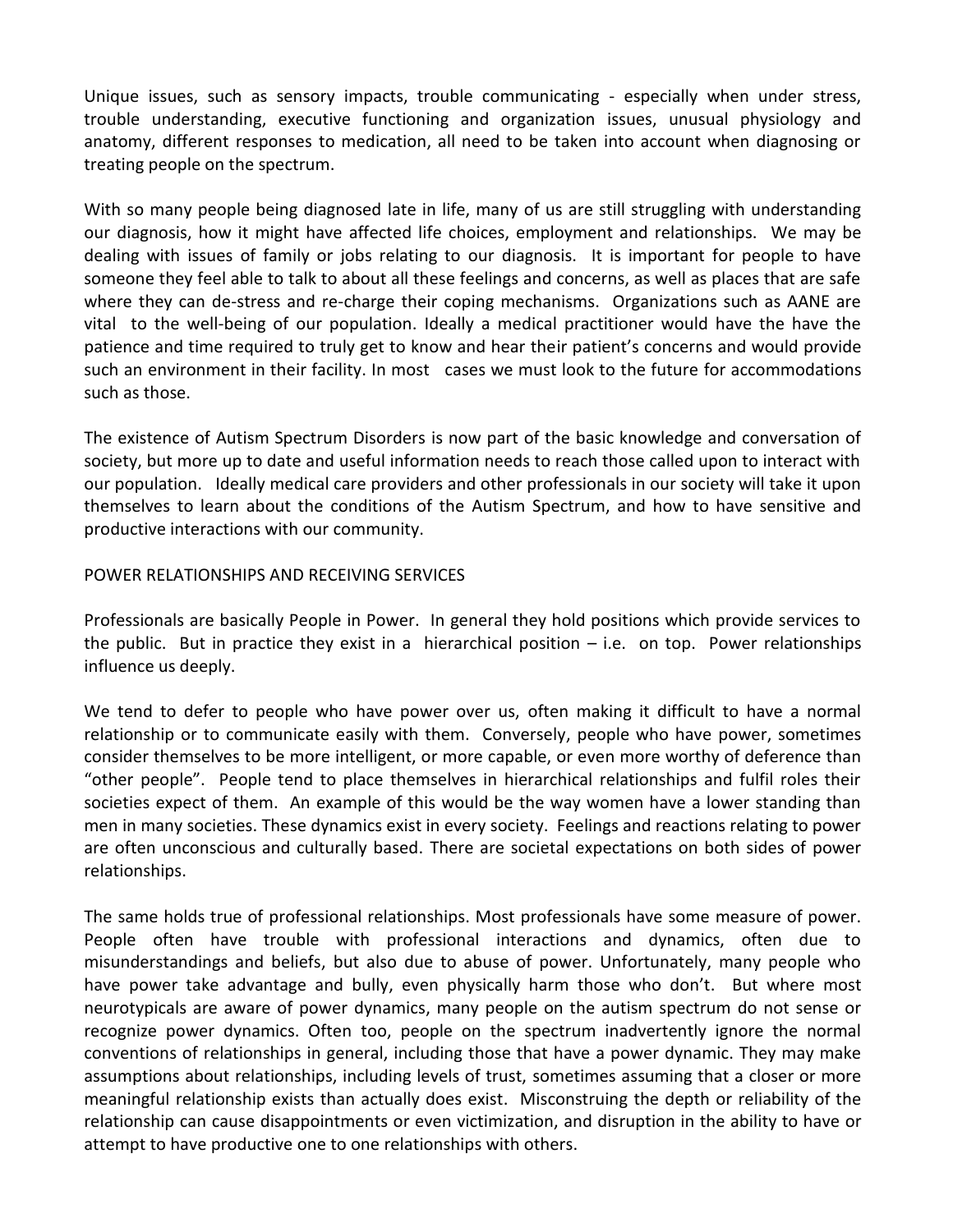Unique issues, such as sensory impacts, trouble communicating - especially when under stress, trouble understanding, executive functioning and organization issues, unusual physiology and anatomy, different responses to medication, all need to be taken into account when diagnosing or treating people on the spectrum.

With so many people being diagnosed late in life, many of us are still struggling with understanding our diagnosis, how it might have affected life choices, employment and relationships. We may be dealing with issues of family or jobs relating to our diagnosis. It is important for people to have someone they feel able to talk to about all these feelings and concerns, as well as places that are safe where they can de-stress and re-charge their coping mechanisms. Organizations such as AANE are vital to the well-being of our population. Ideally a medical practitioner would have the have the patience and time required to truly get to know and hear their patient's concerns and would provide such an environment in their facility. In most cases we must look to the future for accommodations such as those.

The existence of Autism Spectrum Disorders is now part of the basic knowledge and conversation of society, but more up to date and useful information needs to reach those called upon to interact with our population. Ideally medical care providers and other professionals in our society will take it upon themselves to learn about the conditions of the Autism Spectrum, and how to have sensitive and productive interactions with our community.

## POWER RELATIONSHIPS AND RECEIVING SERVICES

Professionals are basically People in Power. In general they hold positions which provide services to the public. But in practice they exist in a hierarchical position – i.e. on top. Power relationships influence us deeply.

We tend to defer to people who have power over us, often making it difficult to have a normal relationship or to communicate easily with them. Conversely, people who have power, sometimes consider themselves to be more intelligent, or more capable, or even more worthy of deference than "other people". People tend to place themselves in hierarchical relationships and fulfil roles their societies expect of them. An example of this would be the way women have a lower standing than men in many societies. These dynamics exist in every society. Feelings and reactions relating to power are often unconscious and culturally based. There are societal expectations on both sides of power relationships.

The same holds true of professional relationships. Most professionals have some measure of power. People often have trouble with professional interactions and dynamics, often due to misunderstandings and beliefs, but also due to abuse of power. Unfortunately, many people who have power take advantage and bully, even physically harm those who don't. But where most neurotypicals are aware of power dynamics, many people on the autism spectrum do not sense or recognize power dynamics. Often too, people on the spectrum inadvertently ignore the normal conventions of relationships in general, including those that have a power dynamic. They may make assumptions about relationships, including levels of trust, sometimes assuming that a closer or more meaningful relationship exists than actually does exist. Misconstruing the depth or reliability of the relationship can cause disappointments or even victimization, and disruption in the ability to have or attempt to have productive one to one relationships with others.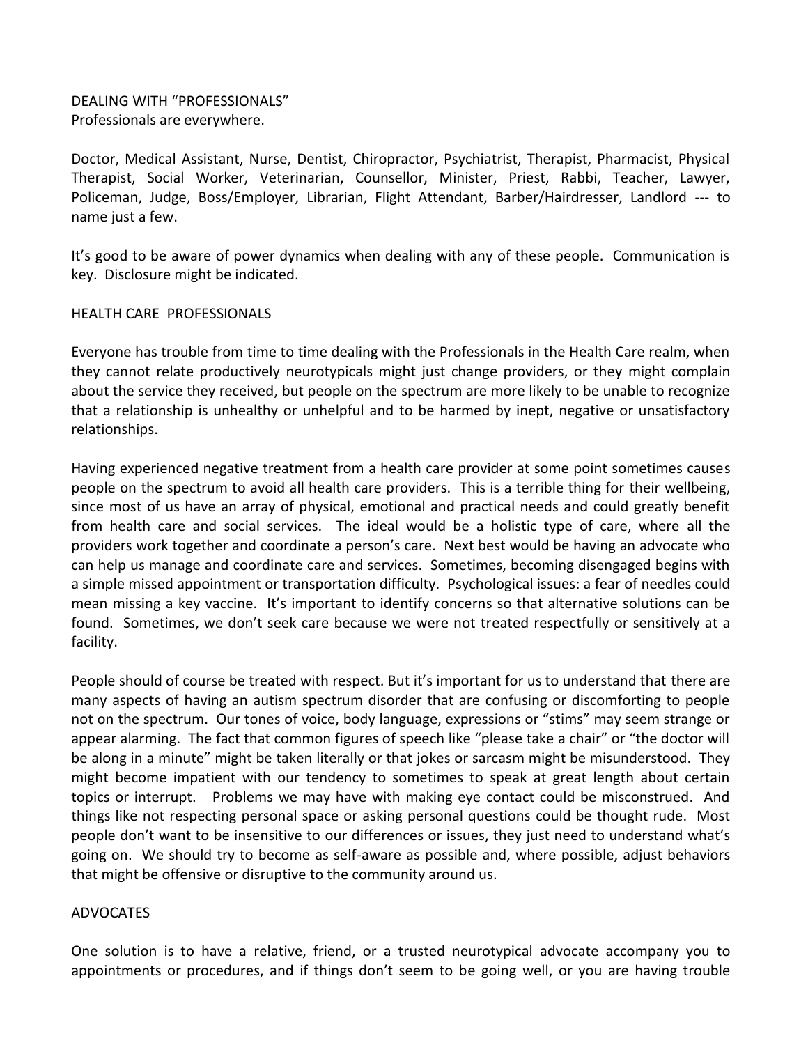## DEALING WITH "PROFESSIONALS"

Professionals are everywhere.

Doctor, Medical Assistant, Nurse, Dentist, Chiropractor, Psychiatrist, Therapist, Pharmacist, Physical Therapist, Social Worker, Veterinarian, Counsellor, Minister, Priest, Rabbi, Teacher, Lawyer, Policeman, Judge, Boss/Employer, Librarian, Flight Attendant, Barber/Hairdresser, Landlord --- to name just a few.

It's good to be aware of power dynamics when dealing with any of these people. Communication is key. Disclosure might be indicated.

### HEALTH CARE PROFESSIONALS

Everyone has trouble from time to time dealing with the Professionals in the Health Care realm, when they cannot relate productively neurotypicals might just change providers, or they might complain about the service they received, but people on the spectrum are more likely to be unable to recognize that a relationship is unhealthy or unhelpful and to be harmed by inept, negative or unsatisfactory relationships.

Having experienced negative treatment from a health care provider at some point sometimes causes people on the spectrum to avoid all health care providers. This is a terrible thing for their wellbeing, since most of us have an array of physical, emotional and practical needs and could greatly benefit from health care and social services. The ideal would be a holistic type of care, where all the providers work together and coordinate a person's care. Next best would be having an advocate who can help us manage and coordinate care and services. Sometimes, becoming disengaged begins with a simple missed appointment or transportation difficulty. Psychological issues: a fear of needles could mean missing a key vaccine. It's important to identify concerns so that alternative solutions can be found. Sometimes, we don't seek care because we were not treated respectfully or sensitively at a facility.

People should of course be treated with respect. But it's important for us to understand that there are many aspects of having an autism spectrum disorder that are confusing or discomforting to people not on the spectrum. Our tones of voice, body language, expressions or "stims" may seem strange or appear alarming. The fact that common figures of speech like "please take a chair" or "the doctor will be along in a minute" might be taken literally or that jokes or sarcasm might be misunderstood. They might become impatient with our tendency to sometimes to speak at great length about certain topics or interrupt. Problems we may have with making eye contact could be misconstrued. And things like not respecting personal space or asking personal questions could be thought rude. Most people don't want to be insensitive to our differences or issues, they just need to understand what's going on. We should try to become as self-aware as possible and, where possible, adjust behaviors that might be offensive or disruptive to the community around us.

### ADVOCATES

One solution is to have a relative, friend, or a trusted neurotypical advocate accompany you to appointments or procedures, and if things don't seem to be going well, or you are having trouble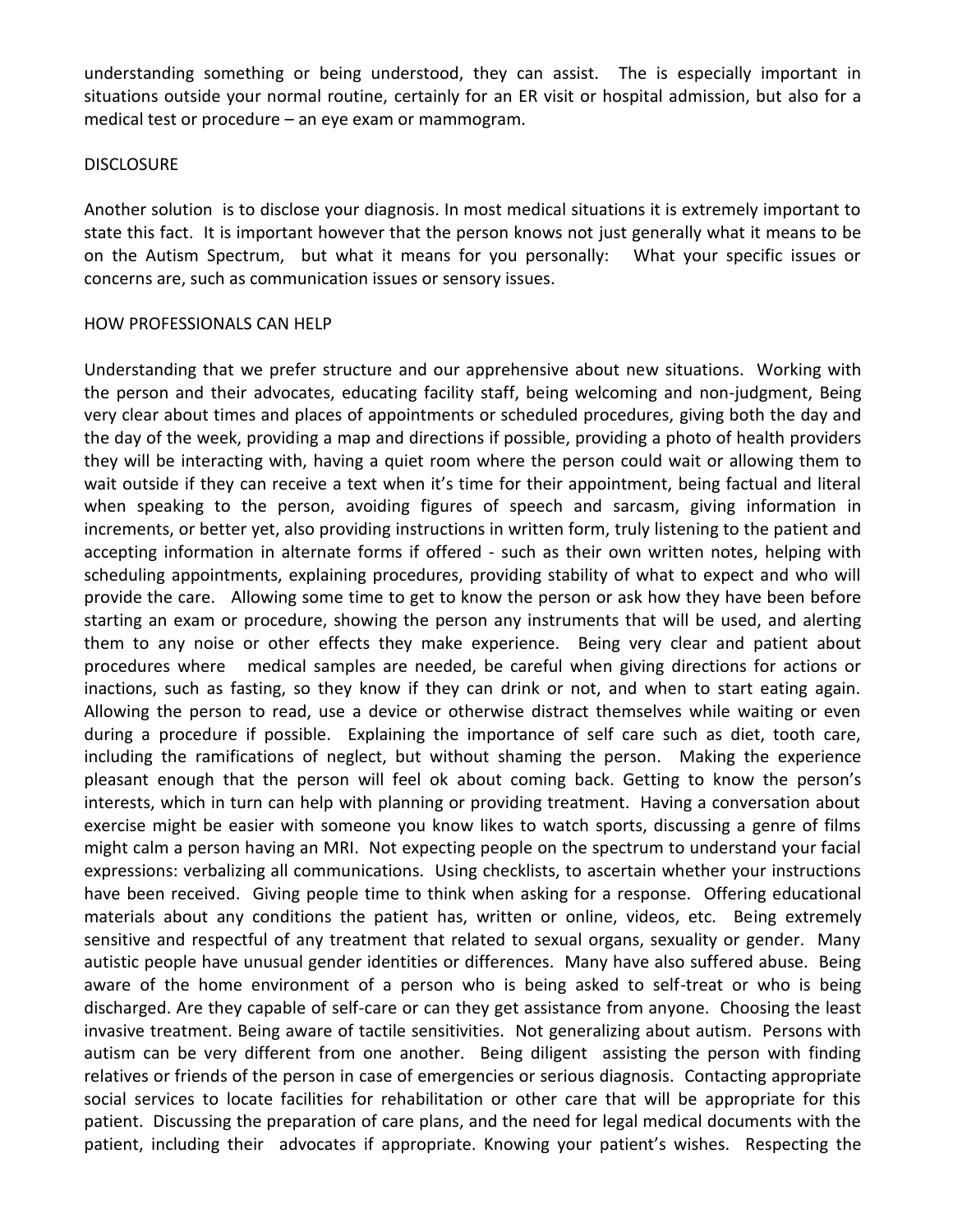understanding something or being understood, they can assist. The is especially important in situations outside your normal routine, certainly for an ER visit or hospital admission, but also for a medical test or procedure – an eye exam or mammogram.

## DISCLOSURE

Another solution is to disclose your diagnosis. In most medical situations it is extremely important to state this fact. It is important however that the person knows not just generally what it means to be on the Autism Spectrum, but what it means for you personally: What your specific issues or concerns are, such as communication issues or sensory issues.

## HOW PROFESSIONALS CAN HELP

Understanding that we prefer structure and our apprehensive about new situations. Working with the person and their advocates, educating facility staff, being welcoming and non-judgment, Being very clear about times and places of appointments or scheduled procedures, giving both the day and the day of the week, providing a map and directions if possible, providing a photo of health providers they will be interacting with, having a quiet room where the person could wait or allowing them to wait outside if they can receive a text when it's time for their appointment, being factual and literal when speaking to the person, avoiding figures of speech and sarcasm, giving information in increments, or better yet, also providing instructions in written form, truly listening to the patient and accepting information in alternate forms if offered - such as their own written notes, helping with scheduling appointments, explaining procedures, providing stability of what to expect and who will provide the care. Allowing some time to get to know the person or ask how they have been before starting an exam or procedure, showing the person any instruments that will be used, and alerting them to any noise or other effects they make experience. Being very clear and patient about procedures where medical samples are needed, be careful when giving directions for actions or inactions, such as fasting, so they know if they can drink or not, and when to start eating again. Allowing the person to read, use a device or otherwise distract themselves while waiting or even during a procedure if possible. Explaining the importance of self care such as diet, tooth care, including the ramifications of neglect, but without shaming the person. Making the experience pleasant enough that the person will feel ok about coming back. Getting to know the person's interests, which in turn can help with planning or providing treatment. Having a conversation about exercise might be easier with someone you know likes to watch sports, discussing a genre of films might calm a person having an MRI. Not expecting people on the spectrum to understand your facial expressions: verbalizing all communications. Using checklists, to ascertain whether your instructions have been received. Giving people time to think when asking for a response. Offering educational materials about any conditions the patient has, written or online, videos, etc. Being extremely sensitive and respectful of any treatment that related to sexual organs, sexuality or gender. Many autistic people have unusual gender identities or differences. Many have also suffered abuse. Being aware of the home environment of a person who is being asked to self-treat or who is being discharged. Are they capable of self-care or can they get assistance from anyone. Choosing the least invasive treatment. Being aware of tactile sensitivities. Not generalizing about autism. Persons with autism can be very different from one another. Being diligent assisting the person with finding relatives or friends of the person in case of emergencies or serious diagnosis. Contacting appropriate social services to locate facilities for rehabilitation or other care that will be appropriate for this patient. Discussing the preparation of care plans, and the need for legal medical documents with the patient, including their advocates if appropriate. Knowing your patient's wishes. Respecting the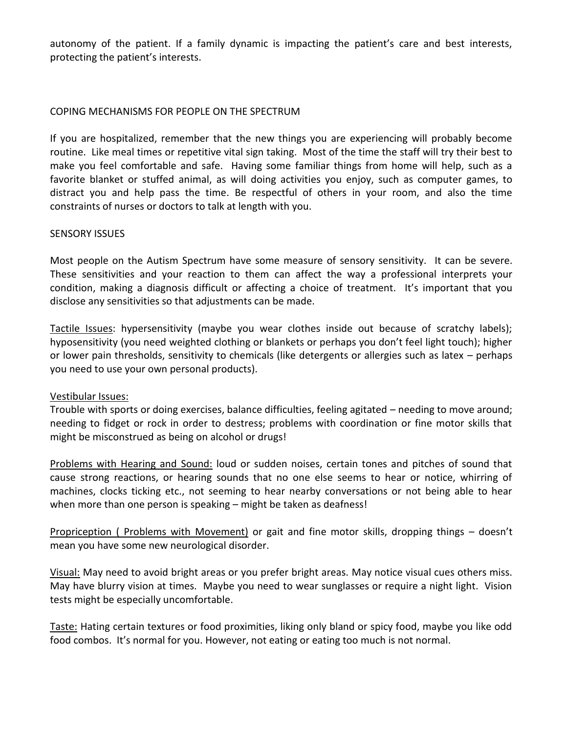autonomy of the patient. If a family dynamic is impacting the patient's care and best interests, protecting the patient's interests.

## COPING MECHANISMS FOR PEOPLE ON THE SPECTRUM

If you are hospitalized, remember that the new things you are experiencing will probably become routine. Like meal times or repetitive vital sign taking. Most of the time the staff will try their best to make you feel comfortable and safe. Having some familiar things from home will help, such as a favorite blanket or stuffed animal, as will doing activities you enjoy, such as computer games, to distract you and help pass the time. Be respectful of others in your room, and also the time constraints of nurses or doctors to talk at length with you.

## SENSORY ISSUES

Most people on the Autism Spectrum have some measure of sensory sensitivity. It can be severe. These sensitivities and your reaction to them can affect the way a professional interprets your condition, making a diagnosis difficult or affecting a choice of treatment. It's important that you disclose any sensitivities so that adjustments can be made.

<u>Tactile Issues</u>: hypersensitivity (maybe you wear clothes inside out because of scratchy labels); hyposensitivity (you need weighted clothing or blankets or perhaps you don't feel light touch); higher or lower pain thresholds, sensitivity to chemicals (like detergents or allergies such as latex – perhaps you need to use your own personal products).

<u>Vestibular Issues:</u>
Trouble with sports or doing exercises, balance difficulties, feeling agitated – needing to move around; needing to fidget or rock in order to destress; problems with coordination or fine motor skills that might be misconstrued as being on alcohol or drugs!

<u>Problems with Hearing and Sound:</u> loud or sudden noises, certain tones and pitches of sound that cause strong reactions, or hearing sounds that no one else seems to hear or notice, whirring of machines, clocks ticking etc., not seeming to hear nearby conversations or not being able to hear when more than one person is speaking – might be taken as deafness!

<u>Propriception ( Problems with Movement)</u> or gait and fine motor skills, dropping things – doesn't mean you have some new neurological disorder.

<u>Visual:</u> May need to avoid bright areas or you prefer bright areas. May notice visual cues others miss. May have blurry vision at times. Maybe you need to wear sunglasses or require a night light. Vision tests might be especially uncomfortable.

<u>Taste:</u> Hating certain textures or food proximities, liking only bland or spicy food, maybe you like odd food combos. It's normal for you. However, not eating or eating too much is not normal.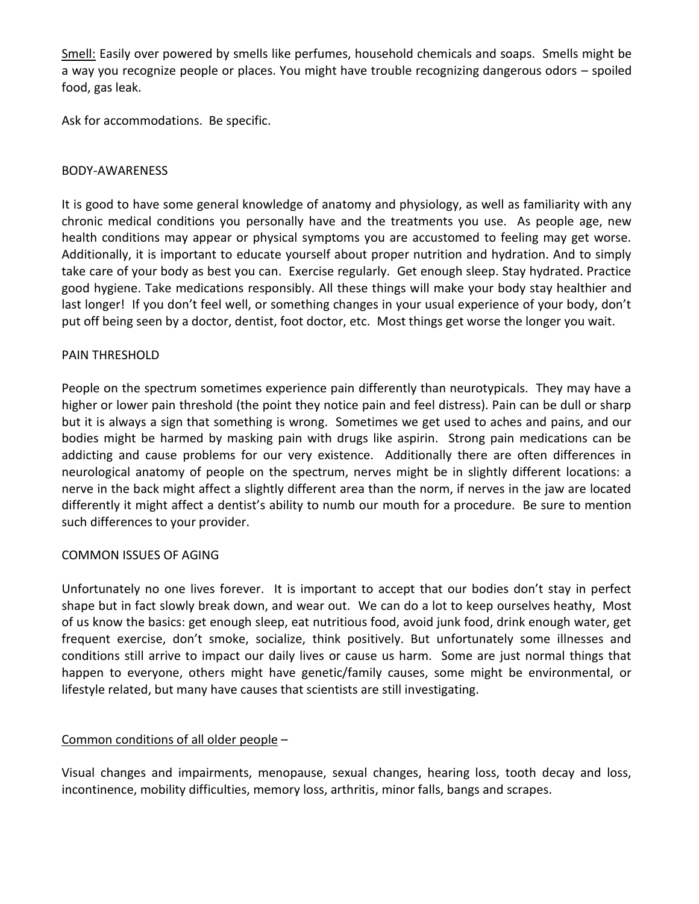<u>Smell:</u> Easily over powered by smells like perfumes, household chemicals and soaps. Smells might be a way you recognize people or places. You might have trouble recognizing dangerous odors – spoiled food, gas leak.

Ask for accommodations. Be specific.

## BODY-AWARENESS

It is good to have some general knowledge of anatomy and physiology, as well as familiarity with any chronic medical conditions you personally have and the treatments you use. As people age, new health conditions may appear or physical symptoms you are accustomed to feeling may get worse. Additionally, it is important to educate yourself about proper nutrition and hydration. And to simply take care of your body as best you can. Exercise regularly. Get enough sleep. Stay hydrated. Practice good hygiene. Take medications responsibly. All these things will make your body stay healthier and last longer! If you don't feel well, or something changes in your usual experience of your body, don't put off being seen by a doctor, dentist, foot doctor, etc. Most things get worse the longer you wait.

## PAIN THRESHOLD

People on the spectrum sometimes experience pain differently than neurotypicals. They may have a higher or lower pain threshold (the point they notice pain and feel distress). Pain can be dull or sharp but it is always a sign that something is wrong. Sometimes we get used to aches and pains, and our bodies might be harmed by masking pain with drugs like aspirin. Strong pain medications can be addicting and cause problems for our very existence. Additionally there are often differences in neurological anatomy of people on the spectrum, nerves might be in slightly different locations: a nerve in the back might affect a slightly different area than the norm, if nerves in the jaw are located differently it might affect a dentist's ability to numb our mouth for a procedure. Be sure to mention such differences to your provider.

## COMMON ISSUES OF AGING

Unfortunately no one lives forever. It is important to accept that our bodies don't stay in perfect shape but in fact slowly break down, and wear out. We can do a lot to keep ourselves heathy, Most of us know the basics: get enough sleep, eat nutritious food, avoid junk food, drink enough water, get frequent exercise, don't smoke, socialize, think positively. But unfortunately some illnesses and conditions still arrive to impact our daily lives or cause us harm. Some are just normal things that happen to everyone, others might have genetic/family causes, some might be environmental, or lifestyle related, but many have causes that scientists are still investigating.

<u>Common conditions of all older people</u> –

Visual changes and impairments, menopause, sexual changes, hearing loss, tooth decay and loss, incontinence, mobility difficulties, memory loss, arthritis, minor falls, bangs and scrapes.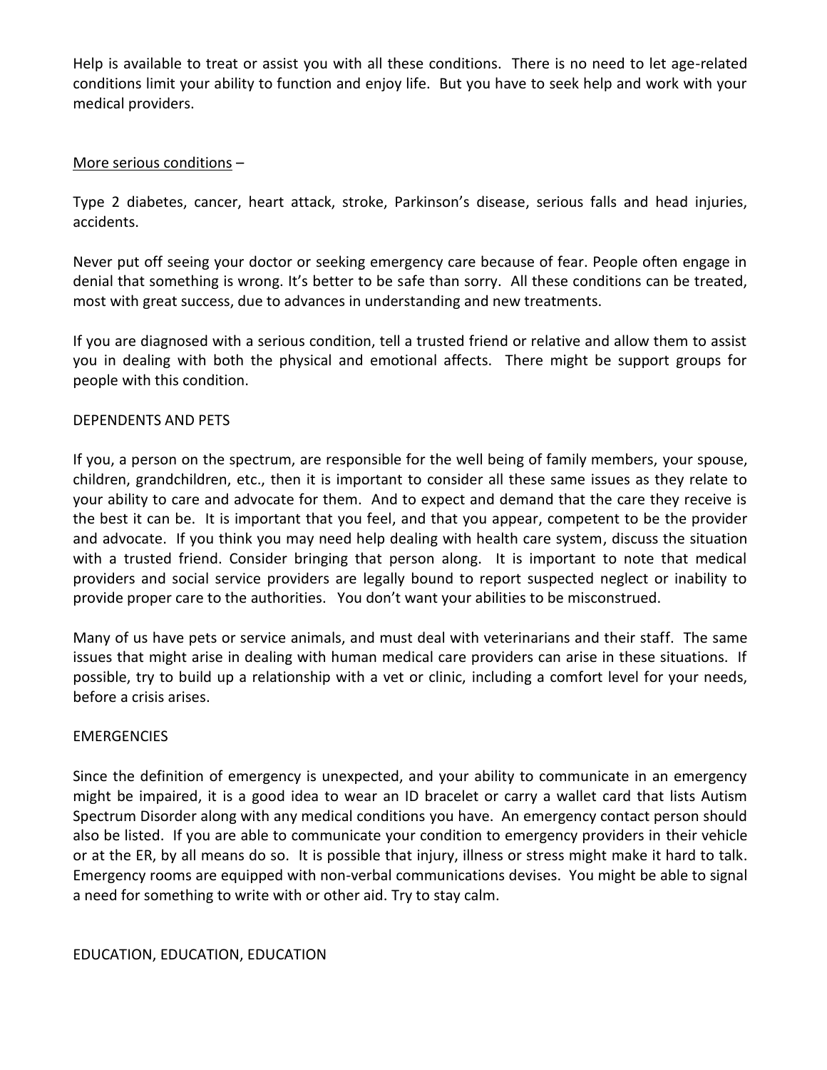Help is available to treat or assist you with all these conditions. There is no need to let age-related conditions limit your ability to function and enjoy life. But you have to seek help and work with your medical providers.

<u>More serious conditions</u> –

Type 2 diabetes, cancer, heart attack, stroke, Parkinson's disease, serious falls and head injuries, accidents.

Never put off seeing your doctor or seeking emergency care because of fear. People often engage in denial that something is wrong. It's better to be safe than sorry. All these conditions can be treated, most with great success, due to advances in understanding and new treatments.

If you are diagnosed with a serious condition, tell a trusted friend or relative and allow them to assist you in dealing with both the physical and emotional affects. There might be support groups for people with this condition.

## DEPENDENTS AND PETS

If you, a person on the spectrum, are responsible for the well being of family members, your spouse, children, grandchildren, etc., then it is important to consider all these same issues as they relate to your ability to care and advocate for them. And to expect and demand that the care they receive is the best it can be. It is important that you feel, and that you appear, competent to be the provider and advocate. If you think you may need help dealing with health care system, discuss the situation with a trusted friend. Consider bringing that person along. It is important to note that medical providers and social service providers are legally bound to report suspected neglect or inability to provide proper care to the authorities. You don't want your abilities to be misconstrued.

Many of us have pets or service animals, and must deal with veterinarians and their staff. The same issues that might arise in dealing with human medical care providers can arise in these situations. If possible, try to build up a relationship with a vet or clinic, including a comfort level for your needs, before a crisis arises.

## EMERGENCIES

Since the definition of emergency is unexpected, and your ability to communicate in an emergency might be impaired, it is a good idea to wear an ID bracelet or carry a wallet card that lists Autism Spectrum Disorder along with any medical conditions you have. An emergency contact person should also be listed. If you are able to communicate your condition to emergency providers in their vehicle or at the ER, by all means do so. It is possible that injury, illness or stress might make it hard to talk. Emergency rooms are equipped with non-verbal communications devises. You might be able to signal a need for something to write with or other aid. Try to stay calm.

## EDUCATION, EDUCATION, EDUCATION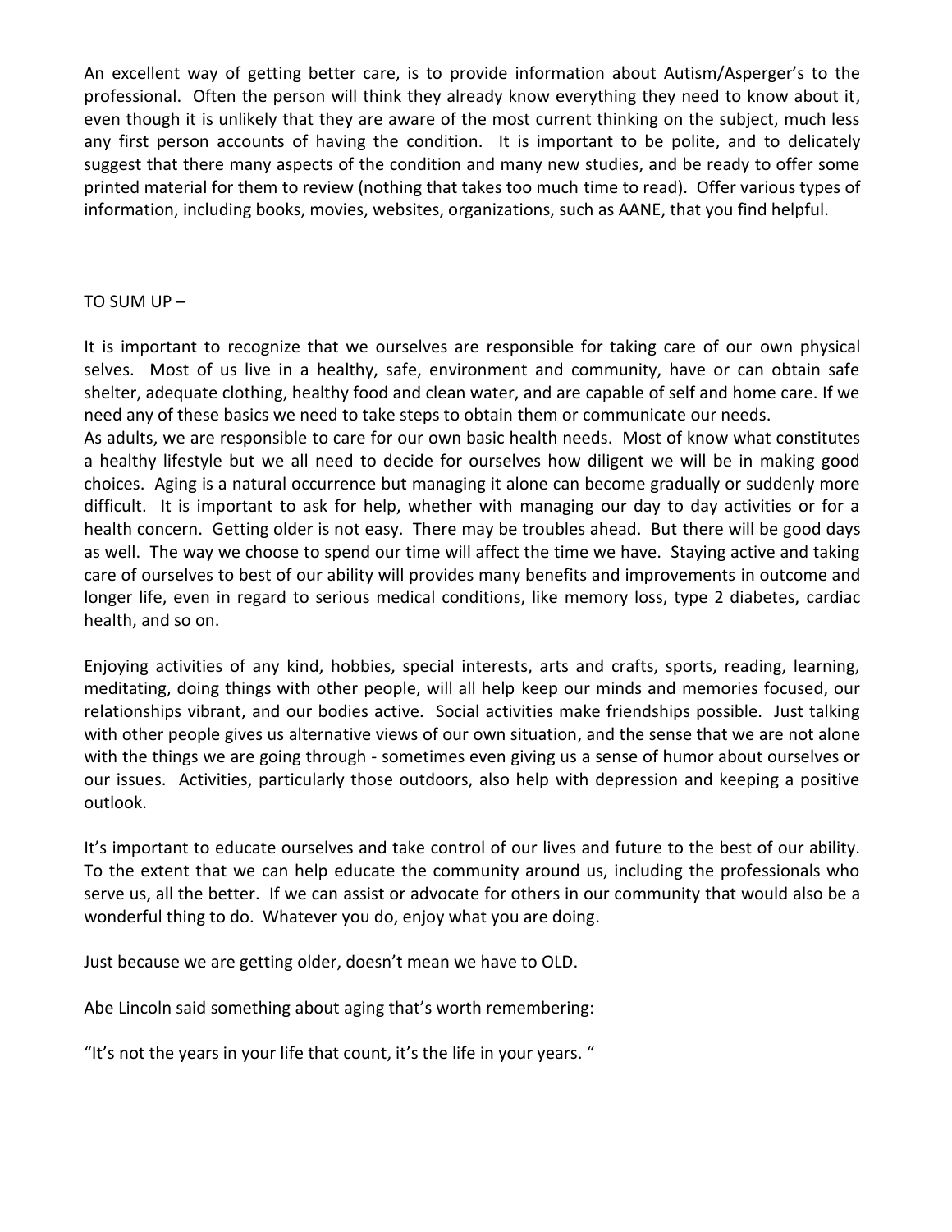An excellent way of getting better care, is to provide information about Autism/Asperger's to the professional. Often the person will think they already know everything they need to know about it, even though it is unlikely that they are aware of the most current thinking on the subject, much less any first person accounts of having the condition. It is important to be polite, and to delicately suggest that there many aspects of the condition and many new studies, and be ready to offer some printed material for them to review (nothing that takes too much time to read). Offer various types of information, including books, movies, websites, organizations, such as AANE, that you find helpful.

TO SUM UP –

It is important to recognize that we ourselves are responsible for taking care of our own physical selves. Most of us live in a healthy, safe, environment and community, have or can obtain safe shelter, adequate clothing, healthy food and clean water, and are capable of self and home care. If we need any of these basics we need to take steps to obtain them or communicate our needs.
As adults, we are responsible to care for our own basic health needs. Most of know what constitutes a healthy lifestyle but we all need to decide for ourselves how diligent we will be in making good choices. Aging is a natural occurrence but managing it alone can become gradually or suddenly more difficult. It is important to ask for help, whether with managing our day to day activities or for a health concern. Getting older is not easy. There may be troubles ahead. But there will be good days as well. The way we choose to spend our time will affect the time we have. Staying active and taking care of ourselves to best of our ability will provides many benefits and improvements in outcome and longer life, even in regard to serious medical conditions, like memory loss, type 2 diabetes, cardiac health, and so on.

Enjoying activities of any kind, hobbies, special interests, arts and crafts, sports, reading, learning, meditating, doing things with other people, will all help keep our minds and memories focused, our relationships vibrant, and our bodies active. Social activities make friendships possible. Just talking with other people gives us alternative views of our own situation, and the sense that we are not alone with the things we are going through - sometimes even giving us a sense of humor about ourselves or our issues. Activities, particularly those outdoors, also help with depression and keeping a positive outlook.

It's important to educate ourselves and take control of our lives and future to the best of our ability. To the extent that we can help educate the community around us, including the professionals who serve us, all the better. If we can assist or advocate for others in our community that would also be a wonderful thing to do. Whatever you do, enjoy what you are doing.

Just because we are getting older, doesn't mean we have to OLD.

Abe Lincoln said something about aging that's worth remembering:

"It's not the years in your life that count, it's the life in your years. "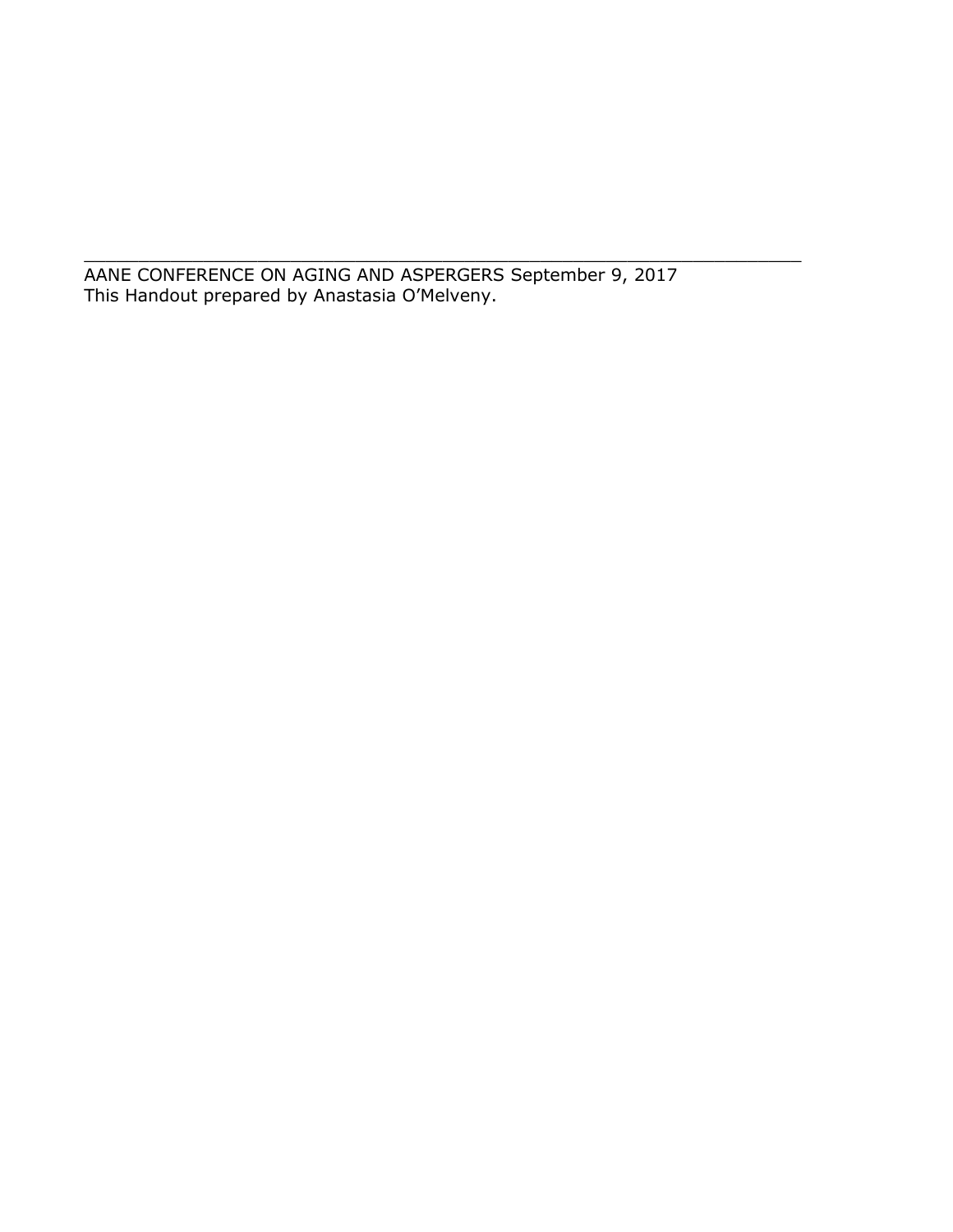\_\_\_\_\_\_\_\_\_\_\_\_\_\_\_\_\_\_\_\_\_\_\_\_\_\_\_\_\_\_\_\_\_\_\_\_\_\_\_\_\_\_\_\_\_\_\_\_\_\_\_\_\_\_\_\_\_\_\_\_\_\_\_\_\_\_

AANE CONFERENCE ON AGING AND ASPERGERS September 9, 2017
This Handout prepared by Anastasia O'Melveny.